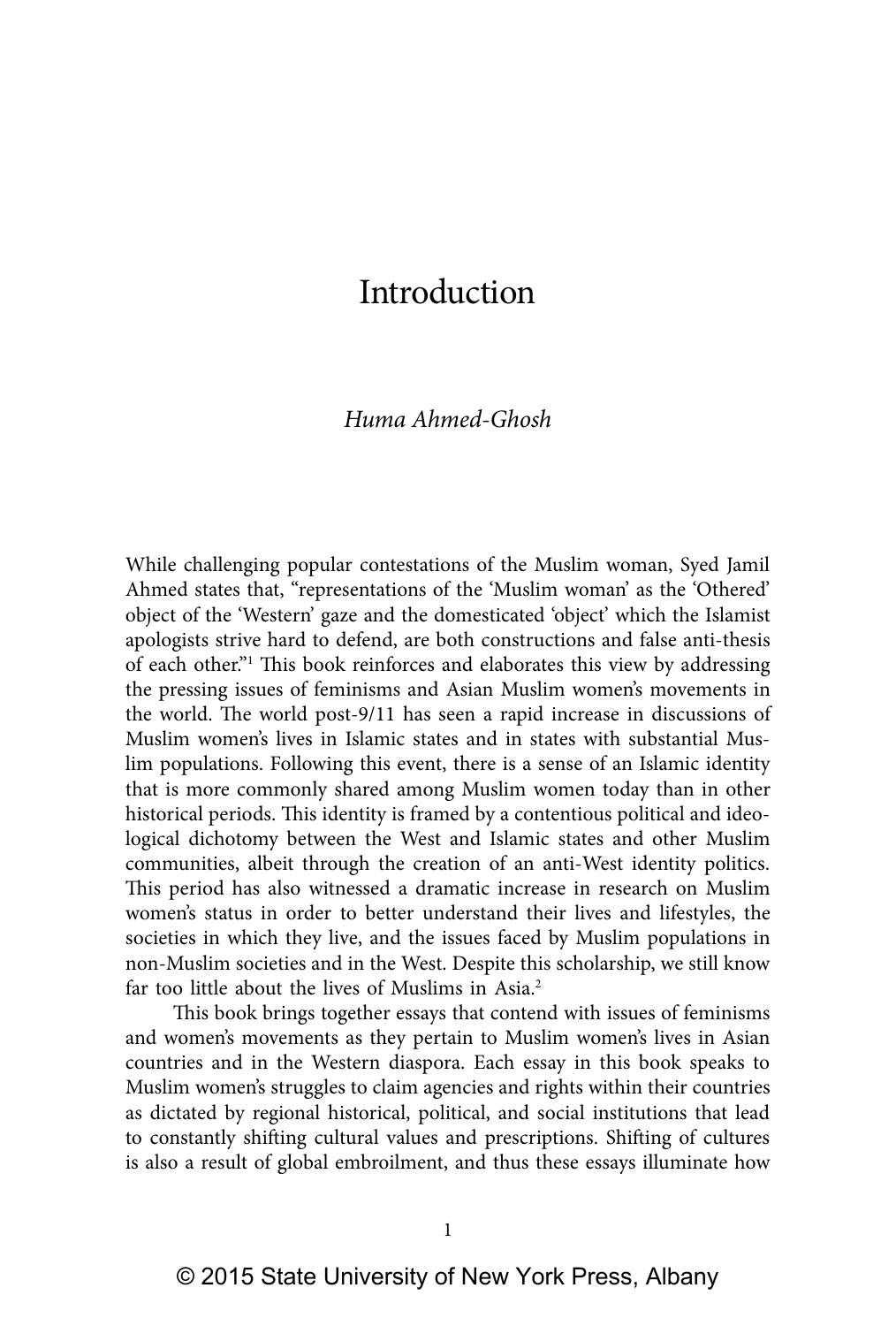# Introduction

*Huma Ahmed-Ghosh*

While challenging popular contestations of the Muslim woman, Syed Jamil Ahmed states that, "representations of the 'Muslim woman' as the 'Othered' object of the 'Western' gaze and the domesticated 'object' which the Islamist apologists strive hard to defend, are both constructions and false anti-thesis of each other."[1] This book reinforces and elaborates this view by addressing the pressing issues of feminisms and Asian Muslim women's movements in the world. The world post-9/11 has seen a rapid increase in discussions of Muslim women's lives in Islamic states and in states with substantial Muslim populations. Following this event, there is a sense of an Islamic identity that is more commonly shared among Muslim women today than in other historical periods. This identity is framed by a contentious political and ideological dichotomy between the West and Islamic states and other Muslim communities, albeit through the creation of an anti-West identity politics. This period has also witnessed a dramatic increase in research on Muslim women's status in order to better understand their lives and lifestyles, the societies in which they live, and the issues faced by Muslim populations in non-Muslim societies and in the West. Despite this scholarship, we still know far too little about the lives of Muslims in Asia.[2]

This book brings together essays that contend with issues of feminisms and women's movements as they pertain to Muslim women's lives in Asian countries and in the Western diaspora. Each essay in this book speaks to Muslim women's struggles to claim agencies and rights within their countries as dictated by regional historical, political, and social institutions that lead to constantly shifting cultural values and prescriptions. Shifting of cultures is also a result of global embroilment, and thus these essays illuminate how

© 2015 State University of New York Press, Albany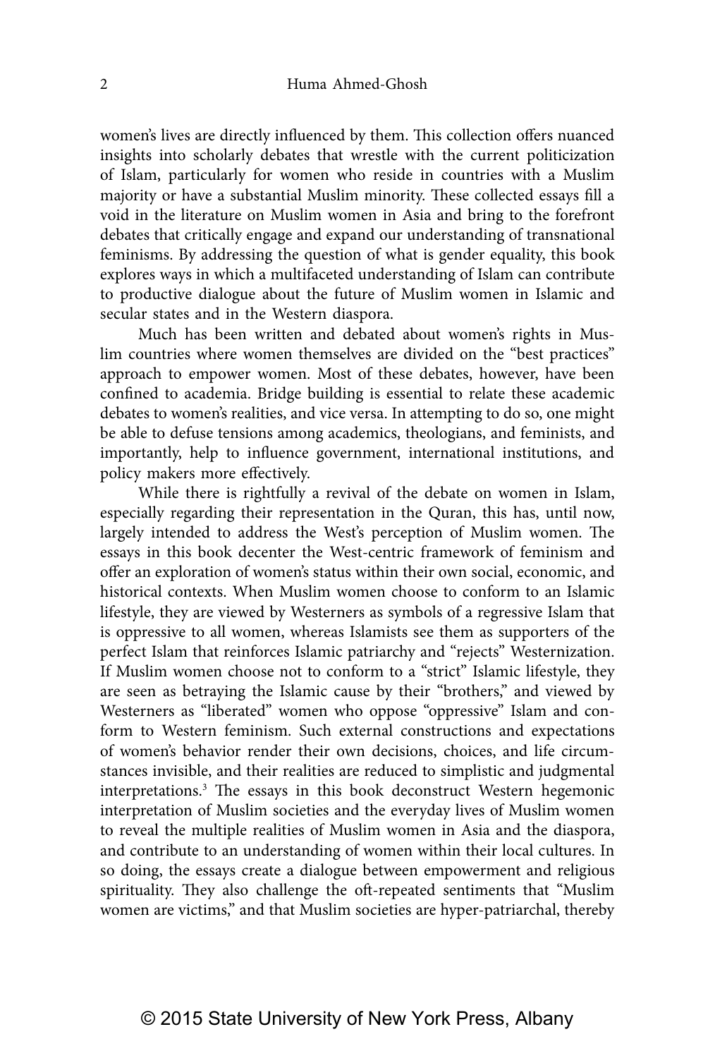women's lives are directly influenced by them. This collection offers nuanced insights into scholarly debates that wrestle with the current politicization of Islam, particularly for women who reside in countries with a Muslim majority or have a substantial Muslim minority. These collected essays fill a void in the literature on Muslim women in Asia and bring to the forefront debates that critically engage and expand our understanding of transnational feminisms. By addressing the question of what is gender equality, this book explores ways in which a multifaceted understanding of Islam can contribute to productive dialogue about the future of Muslim women in Islamic and secular states and in the Western diaspora.

Much has been written and debated about women's rights in Muslim countries where women themselves are divided on the "best practices" approach to empower women. Most of these debates, however, have been confined to academia. Bridge building is essential to relate these academic debates to women's realities, and vice versa. In attempting to do so, one might be able to defuse tensions among academics, theologians, and feminists, and importantly, help to influence government, international institutions, and policy makers more effectively.

While there is rightfully a revival of the debate on women in Islam, especially regarding their representation in the Quran, this has, until now, largely intended to address the West's perception of Muslim women. The essays in this book decenter the West-centric framework of feminism and offer an exploration of women's status within their own social, economic, and historical contexts. When Muslim women choose to conform to an Islamic lifestyle, they are viewed by Westerners as symbols of a regressive Islam that is oppressive to all women, whereas Islamists see them as supporters of the perfect Islam that reinforces Islamic patriarchy and "rejects" Westernization. If Muslim women choose not to conform to a "strict" Islamic lifestyle, they are seen as betraying the Islamic cause by their "brothers," and viewed by Westerners as "liberated" women who oppose "oppressive" Islam and conform to Western feminism. Such external constructions and expectations of women's behavior render their own decisions, choices, and life circumstances invisible, and their realities are reduced to simplistic and judgmental interpretations.[3] The essays in this book deconstruct Western hegemonic interpretation of Muslim societies and the everyday lives of Muslim women to reveal the multiple realities of Muslim women in Asia and the diaspora, and contribute to an understanding of women within their local cultures. In so doing, the essays create a dialogue between empowerment and religious spirituality. They also challenge the oft-repeated sentiments that "Muslim women are victims," and that Muslim societies are hyper-patriarchal, thereby

© 2015 State University of New York Press, Albany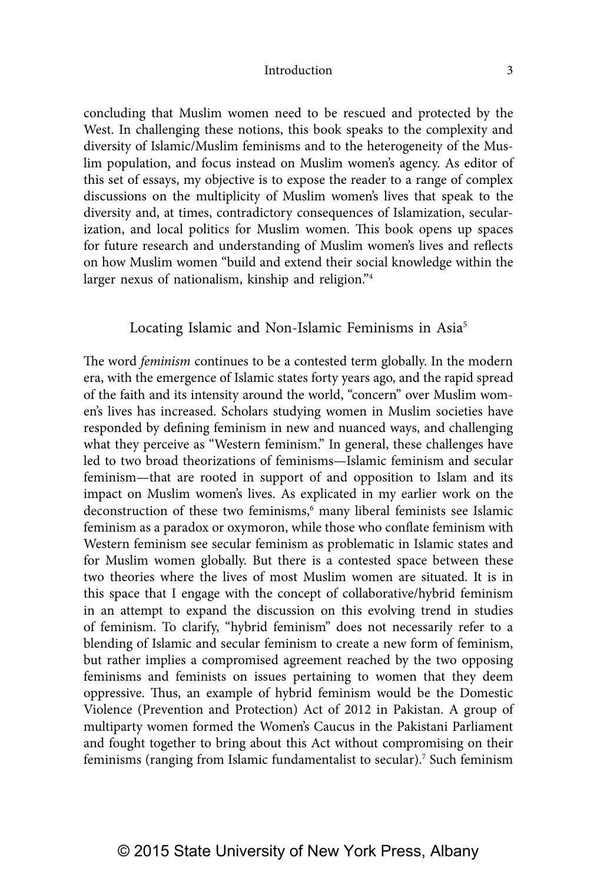concluding that Muslim women need to be rescued and protected by the West. In challenging these notions, this book speaks to the complexity and diversity of Islamic/Muslim feminisms and to the heterogeneity of the Muslim population, and focus instead on Muslim women's agency. As editor of this set of essays, my objective is to expose the reader to a range of complex discussions on the multiplicity of Muslim women's lives that speak to the diversity and, at times, contradictory consequences of Islamization, secularization, and local politics for Muslim women. This book opens up spaces for future research and understanding of Muslim women's lives and reflects on how Muslim women "build and extend their social knowledge within the larger nexus of nationalism, kinship and religion."[4]

## Locating Islamic and Non-Islamic Feminisms in Asia[5]

The word *feminism* continues to be a contested term globally. In the modern era, with the emergence of Islamic states forty years ago, and the rapid spread of the faith and its intensity around the world, "concern" over Muslim women's lives has increased. Scholars studying women in Muslim societies have responded by defining feminism in new and nuanced ways, and challenging what they perceive as "Western feminism." In general, these challenges have led to two broad theorizations of feminisms—Islamic feminism and secular feminism—that are rooted in support of and opposition to Islam and its impact on Muslim women's lives. As explicated in my earlier work on the deconstruction of these two feminisms,[6] many liberal feminists see Islamic feminism as a paradox or oxymoron, while those who conflate feminism with Western feminism see secular feminism as problematic in Islamic states and for Muslim women globally. But there is a contested space between these two theories where the lives of most Muslim women are situated. It is in this space that I engage with the concept of collaborative/hybrid feminism in an attempt to expand the discussion on this evolving trend in studies of feminism. To clarify, "hybrid feminism" does not necessarily refer to a blending of Islamic and secular feminism to create a new form of feminism, but rather implies a compromised agreement reached by the two opposing feminisms and feminists on issues pertaining to women that they deem oppressive. Thus, an example of hybrid feminism would be the Domestic Violence (Prevention and Protection) Act of 2012 in Pakistan. A group of multiparty women formed the Women's Caucus in the Pakistani Parliament and fought together to bring about this Act without compromising on their feminisms (ranging from Islamic fundamentalist to secular).[7] Such feminism

© 2015 State University of New York Press, Albany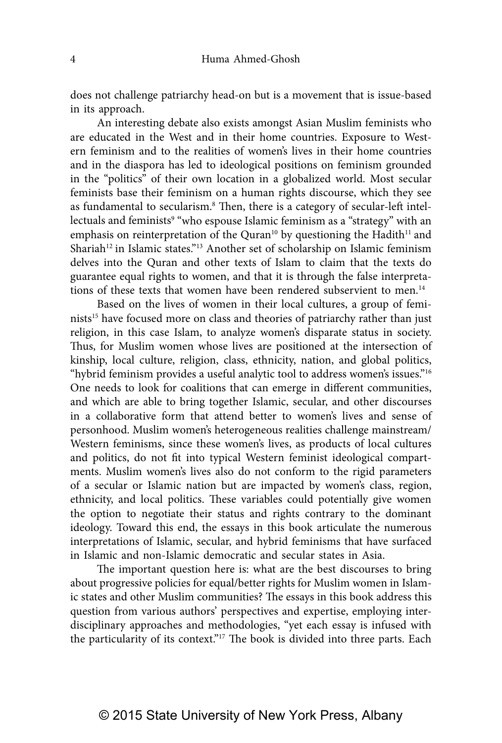does not challenge patriarchy head-on but is a movement that is issue-based in its approach.

An interesting debate also exists amongst Asian Muslim feminists who are educated in the West and in their home countries. Exposure to Western feminism and to the realities of women's lives in their home countries and in the diaspora has led to ideological positions on feminism grounded in the "politics" of their own location in a globalized world. Most secular feminists base their feminism on a human rights discourse, which they see as fundamental to secularism.[8] Then, there is a category of secular-left intellectuals and feminists[9] "who espouse Islamic feminism as a "strategy" with an emphasis on reinterpretation of the Quran[10] by questioning the Hadith[11] and Shariah[12] in Islamic states."[13] Another set of scholarship on Islamic feminism delves into the Quran and other texts of Islam to claim that the texts do guarantee equal rights to women, and that it is through the false interpretations of these texts that women have been rendered subservient to men.[14]

Based on the lives of women in their local cultures, a group of feminists[15] have focused more on class and theories of patriarchy rather than just religion, in this case Islam, to analyze women's disparate status in society. Thus, for Muslim women whose lives are positioned at the intersection of kinship, local culture, religion, class, ethnicity, nation, and global politics, "hybrid feminism provides a useful analytic tool to address women's issues."[16] One needs to look for coalitions that can emerge in different communities, and which are able to bring together Islamic, secular, and other discourses in a collaborative form that attend better to women's lives and sense of personhood. Muslim women's heterogeneous realities challenge mainstream/Western feminisms, since these women's lives, as products of local cultures and politics, do not fit into typical Western feminist ideological compartments. Muslim women's lives also do not conform to the rigid parameters of a secular or Islamic nation but are impacted by women's class, region, ethnicity, and local politics. These variables could potentially give women the option to negotiate their status and rights contrary to the dominant ideology. Toward this end, the essays in this book articulate the numerous interpretations of Islamic, secular, and hybrid feminisms that have surfaced in Islamic and non-Islamic democratic and secular states in Asia.

The important question here is: what are the best discourses to bring about progressive policies for equal/better rights for Muslim women in Islamic states and other Muslim communities? The essays in this book address this question from various authors' perspectives and expertise, employing interdisciplinary approaches and methodologies, "yet each essay is infused with the particularity of its context."[17] The book is divided into three parts. Each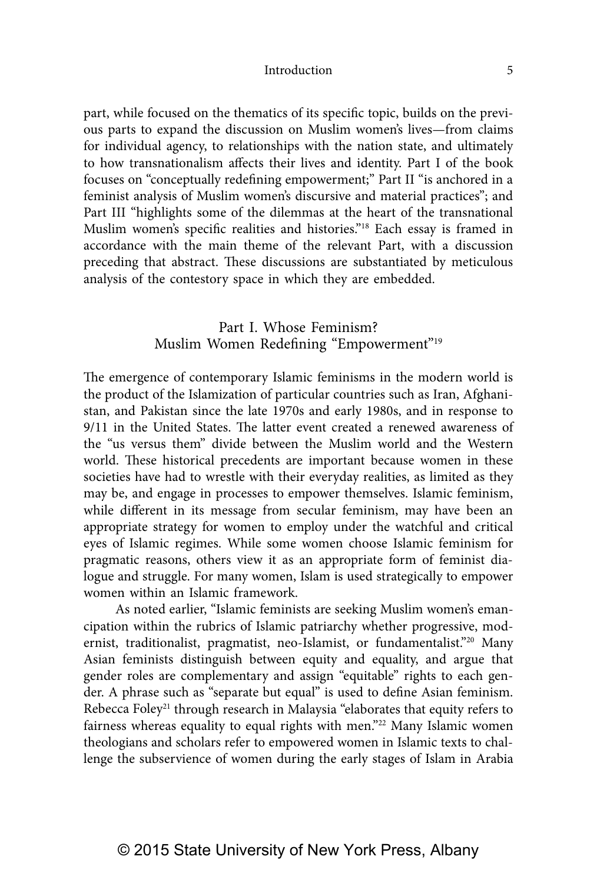part, while focused on the thematics of its specific topic, builds on the previous parts to expand the discussion on Muslim women's lives—from claims for individual agency, to relationships with the nation state, and ultimately to how transnationalism affects their lives and identity. Part I of the book focuses on "conceptually redefining empowerment;" Part II "is anchored in a feminist analysis of Muslim women's discursive and material practices"; and Part III "highlights some of the dilemmas at the heart of the transnational Muslim women's specific realities and histories."[18] Each essay is framed in accordance with the main theme of the relevant Part, with a discussion preceding that abstract. These discussions are substantiated by meticulous analysis of the contestory space in which they are embedded.

## Part I. Whose Feminism? Muslim Women Redefining "Empowerment"[19]

The emergence of contemporary Islamic feminisms in the modern world is the product of the Islamization of particular countries such as Iran, Afghanistan, and Pakistan since the late 1970s and early 1980s, and in response to 9/11 in the United States. The latter event created a renewed awareness of the "us versus them" divide between the Muslim world and the Western world. These historical precedents are important because women in these societies have had to wrestle with their everyday realities, as limited as they may be, and engage in processes to empower themselves. Islamic feminism, while different in its message from secular feminism, may have been an appropriate strategy for women to employ under the watchful and critical eyes of Islamic regimes. While some women choose Islamic feminism for pragmatic reasons, others view it as an appropriate form of feminist dialogue and struggle. For many women, Islam is used strategically to empower women within an Islamic framework.

As noted earlier, "Islamic feminists are seeking Muslim women's emancipation within the rubrics of Islamic patriarchy whether progressive, modernist, traditionalist, pragmatist, neo-Islamist, or fundamentalist."[20] Many Asian feminists distinguish between equity and equality, and argue that gender roles are complementary and assign "equitable" rights to each gender. A phrase such as "separate but equal" is used to define Asian feminism. Rebecca Foley[21] through research in Malaysia "elaborates that equity refers to fairness whereas equality to equal rights with men."[22] Many Islamic women theologians and scholars refer to empowered women in Islamic texts to challenge the subservience of women during the early stages of Islam in Arabia

© 2015 State University of New York Press, Albany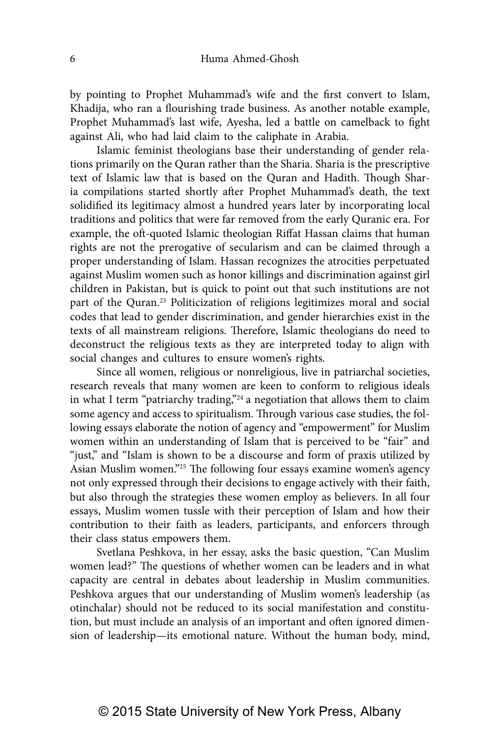by pointing to Prophet Muhammad's wife and the first convert to Islam, Khadija, who ran a flourishing trade business. As another notable example, Prophet Muhammad's last wife, Ayesha, led a battle on camelback to fight against Ali, who had laid claim to the caliphate in Arabia.

Islamic feminist theologians base their understanding of gender relations primarily on the Quran rather than the Sharia. Sharia is the prescriptive text of Islamic law that is based on the Quran and Hadith. Though Sharia compilations started shortly after Prophet Muhammad's death, the text solidified its legitimacy almost a hundred years later by incorporating local traditions and politics that were far removed from the early Quranic era. For example, the oft-quoted Islamic theologian Riffat Hassan claims that human rights are not the prerogative of secularism and can be claimed through a proper understanding of Islam. Hassan recognizes the atrocities perpetuated against Muslim women such as honor killings and discrimination against girl children in Pakistan, but is quick to point out that such institutions are not part of the Quran.[23] Politicization of religions legitimizes moral and social codes that lead to gender discrimination, and gender hierarchies exist in the texts of all mainstream religions. Therefore, Islamic theologians do need to deconstruct the religious texts as they are interpreted today to align with social changes and cultures to ensure women's rights.

Since all women, religious or nonreligious, live in patriarchal societies, research reveals that many women are keen to conform to religious ideals in what I term "patriarchy trading,"[24] a negotiation that allows them to claim some agency and access to spiritualism. Through various case studies, the following essays elaborate the notion of agency and "empowerment" for Muslim women within an understanding of Islam that is perceived to be "fair" and "just," and "Islam is shown to be a discourse and form of praxis utilized by Asian Muslim women."[25] The following four essays examine women's agency not only expressed through their decisions to engage actively with their faith, but also through the strategies these women employ as believers. In all four essays, Muslim women tussle with their perception of Islam and how their contribution to their faith as leaders, participants, and enforcers through their class status empowers them.

Svetlana Peshkova, in her essay, asks the basic question, "Can Muslim women lead?" The questions of whether women can be leaders and in what capacity are central in debates about leadership in Muslim communities. Peshkova argues that our understanding of Muslim women's leadership (as otinchalar) should not be reduced to its social manifestation and constitution, but must include an analysis of an important and often ignored dimension of leadership—its emotional nature. Without the human body, mind,

© 2015 State University of New York Press, Albany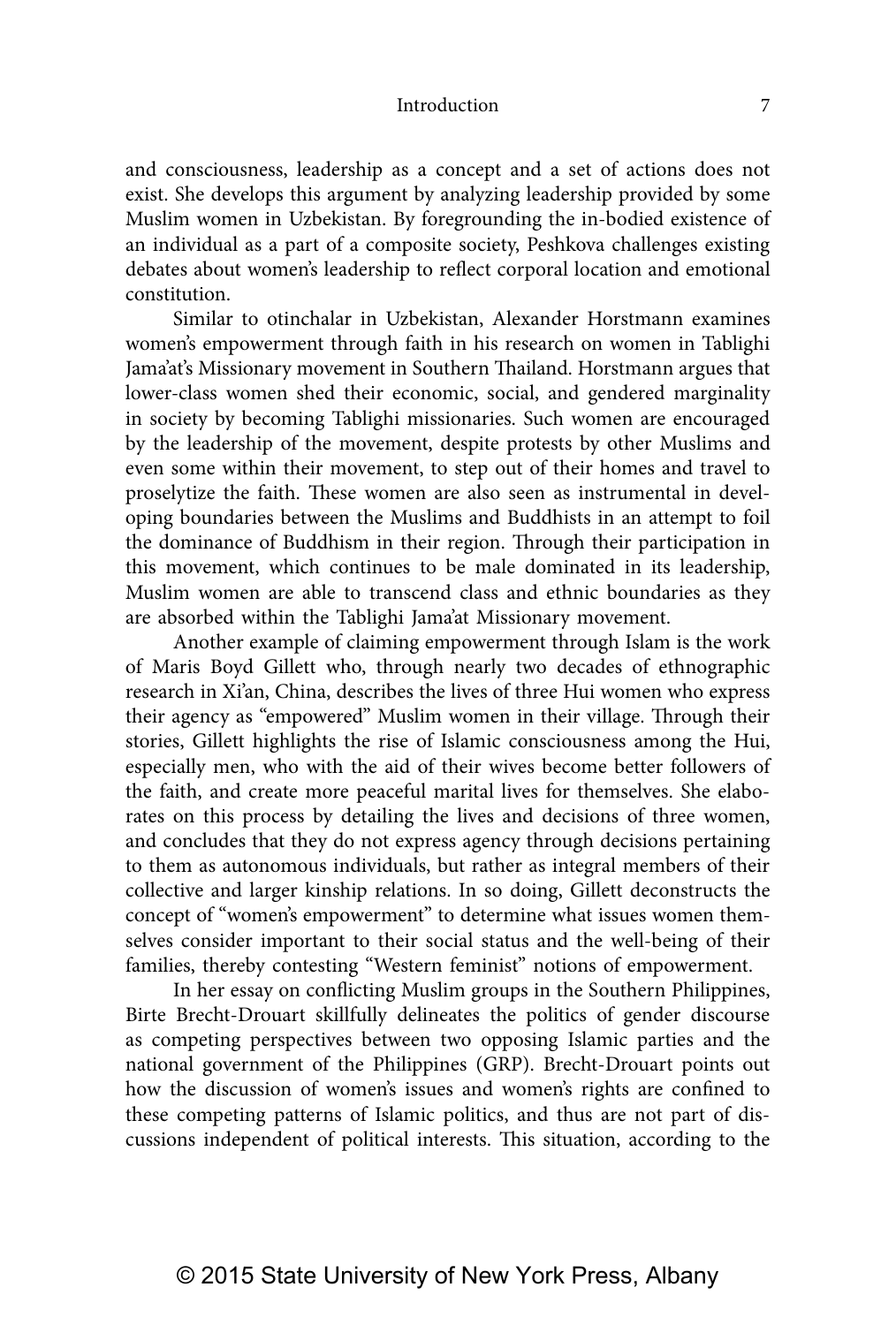and consciousness, leadership as a concept and a set of actions does not exist. She develops this argument by analyzing leadership provided by some Muslim women in Uzbekistan. By foregrounding the in-bodied existence of an individual as a part of a composite society, Peshkova challenges existing debates about women's leadership to reflect corporal location and emotional constitution.

Similar to otinchalar in Uzbekistan, Alexander Horstmann examines women's empowerment through faith in his research on women in Tablighi Jama'at's Missionary movement in Southern Thailand. Horstmann argues that lower-class women shed their economic, social, and gendered marginality in society by becoming Tablighi missionaries. Such women are encouraged by the leadership of the movement, despite protests by other Muslims and even some within their movement, to step out of their homes and travel to proselytize the faith. These women are also seen as instrumental in developing boundaries between the Muslims and Buddhists in an attempt to foil the dominance of Buddhism in their region. Through their participation in this movement, which continues to be male dominated in its leadership, Muslim women are able to transcend class and ethnic boundaries as they are absorbed within the Tablighi Jama'at Missionary movement.

Another example of claiming empowerment through Islam is the work of Maris Boyd Gillett who, through nearly two decades of ethnographic research in Xi'an, China, describes the lives of three Hui women who express their agency as "empowered" Muslim women in their village. Through their stories, Gillett highlights the rise of Islamic consciousness among the Hui, especially men, who with the aid of their wives become better followers of the faith, and create more peaceful marital lives for themselves. She elaborates on this process by detailing the lives and decisions of three women, and concludes that they do not express agency through decisions pertaining to them as autonomous individuals, but rather as integral members of their collective and larger kinship relations. In so doing, Gillett deconstructs the concept of "women's empowerment" to determine what issues women themselves consider important to their social status and the well-being of their families, thereby contesting "Western feminist" notions of empowerment.

In her essay on conflicting Muslim groups in the Southern Philippines, Birte Brecht-Drouart skillfully delineates the politics of gender discourse as competing perspectives between two opposing Islamic parties and the national government of the Philippines (GRP). Brecht-Drouart points out how the discussion of women's issues and women's rights are confined to these competing patterns of Islamic politics, and thus are not part of discussions independent of political interests. This situation, according to the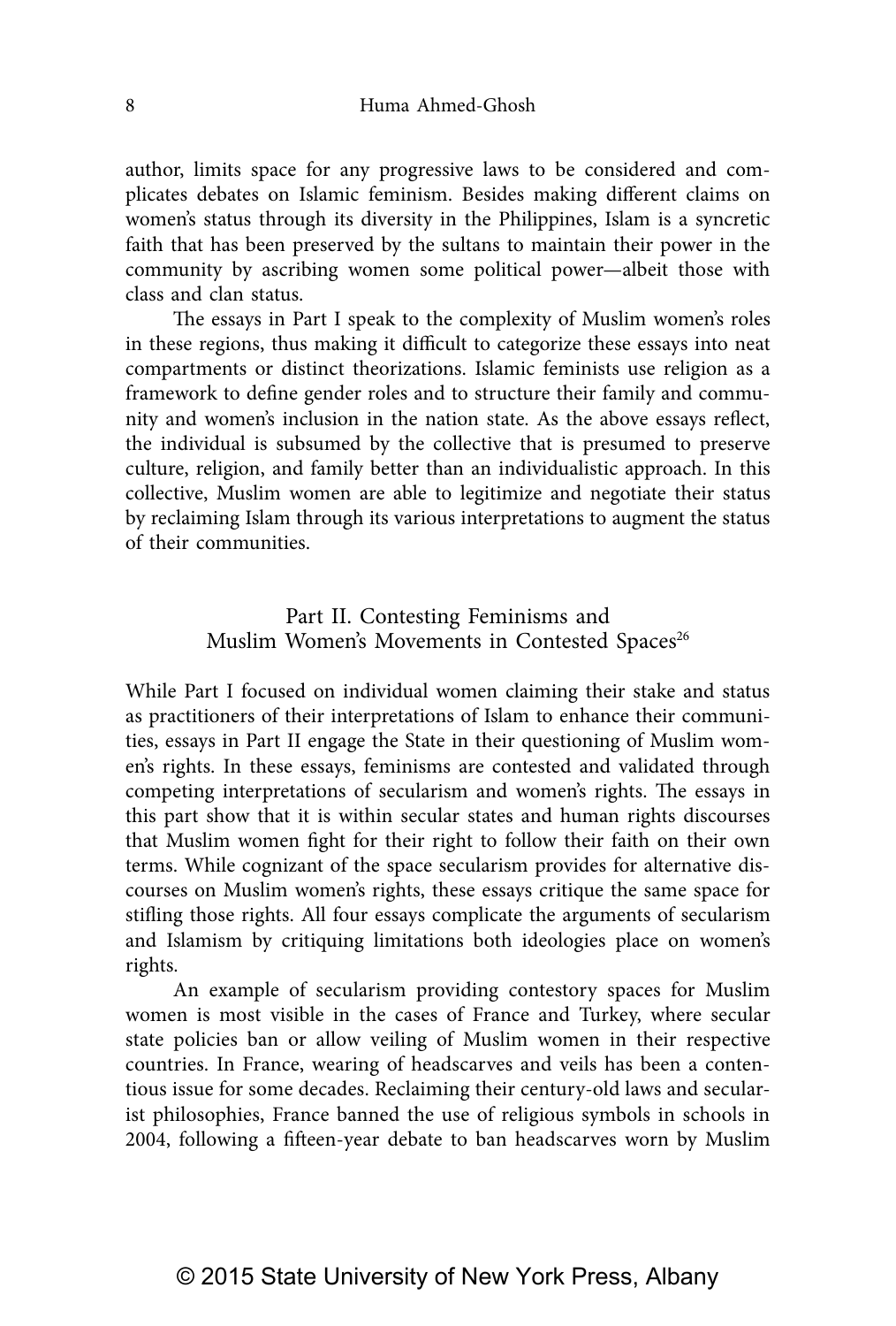author, limits space for any progressive laws to be considered and complicates debates on Islamic feminism. Besides making different claims on women's status through its diversity in the Philippines, Islam is a syncretic faith that has been preserved by the sultans to maintain their power in the community by ascribing women some political power—albeit those with class and clan status.

The essays in Part I speak to the complexity of Muslim women's roles in these regions, thus making it difficult to categorize these essays into neat compartments or distinct theorizations. Islamic feminists use religion as a framework to define gender roles and to structure their family and community and women's inclusion in the nation state. As the above essays reflect, the individual is subsumed by the collective that is presumed to preserve culture, religion, and family better than an individualistic approach. In this collective, Muslim women are able to legitimize and negotiate their status by reclaiming Islam through its various interpretations to augment the status of their communities.

## Part II. Contesting Feminisms and Muslim Women's Movements in Contested Spaces[26]

While Part I focused on individual women claiming their stake and status as practitioners of their interpretations of Islam to enhance their communities, essays in Part II engage the State in their questioning of Muslim women's rights. In these essays, feminisms are contested and validated through competing interpretations of secularism and women's rights. The essays in this part show that it is within secular states and human rights discourses that Muslim women fight for their right to follow their faith on their own terms. While cognizant of the space secularism provides for alternative discourses on Muslim women's rights, these essays critique the same space for stifling those rights. All four essays complicate the arguments of secularism and Islamism by critiquing limitations both ideologies place on women's rights.

An example of secularism providing contestory spaces for Muslim women is most visible in the cases of France and Turkey, where secular state policies ban or allow veiling of Muslim women in their respective countries. In France, wearing of headscarves and veils has been a contentious issue for some decades. Reclaiming their century-old laws and secularist philosophies, France banned the use of religious symbols in schools in 2004, following a fifteen-year debate to ban headscarves worn by Muslim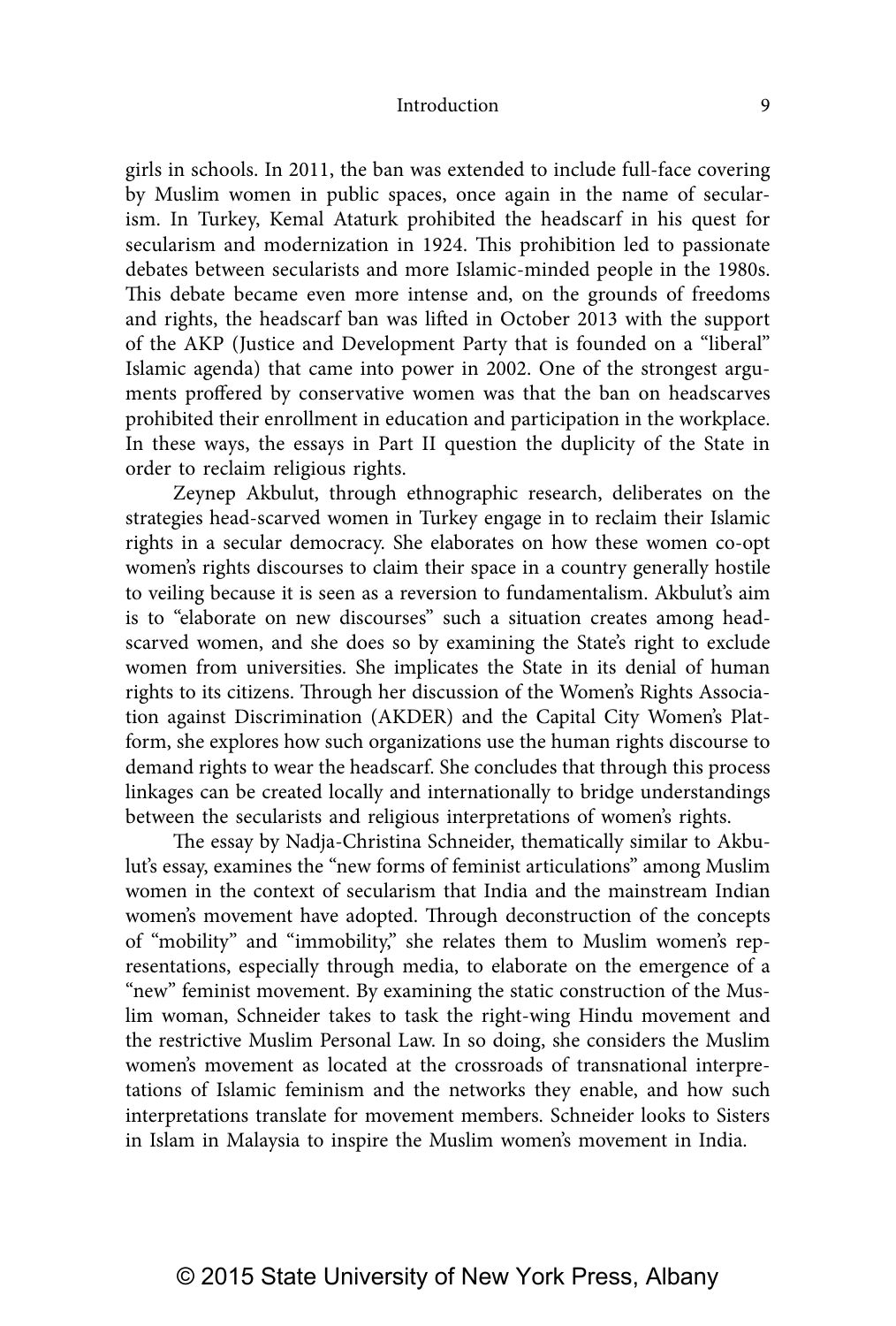girls in schools. In 2011, the ban was extended to include full-face covering by Muslim women in public spaces, once again in the name of secularism. In Turkey, Kemal Ataturk prohibited the headscarf in his quest for secularism and modernization in 1924. This prohibition led to passionate debates between secularists and more Islamic-minded people in the 1980s. This debate became even more intense and, on the grounds of freedoms and rights, the headscarf ban was lifted in October 2013 with the support of the AKP (Justice and Development Party that is founded on a "liberal" Islamic agenda) that came into power in 2002. One of the strongest arguments proffered by conservative women was that the ban on headscarves prohibited their enrollment in education and participation in the workplace. In these ways, the essays in Part II question the duplicity of the State in order to reclaim religious rights.

Zeynep Akbulut, through ethnographic research, deliberates on the strategies head-scarved women in Turkey engage in to reclaim their Islamic rights in a secular democracy. She elaborates on how these women co-opt women's rights discourses to claim their space in a country generally hostile to veiling because it is seen as a reversion to fundamentalism. Akbulut's aim is to "elaborate on new discourses" such a situation creates among head-scarved women, and she does so by examining the State's right to exclude women from universities. She implicates the State in its denial of human rights to its citizens. Through her discussion of the Women's Rights Association against Discrimination (AKDER) and the Capital City Women's Platform, she explores how such organizations use the human rights discourse to demand rights to wear the headscarf. She concludes that through this process linkages can be created locally and internationally to bridge understandings between the secularists and religious interpretations of women's rights.

The essay by Nadja-Christina Schneider, thematically similar to Akbulut's essay, examines the "new forms of feminist articulations" among Muslim women in the context of secularism that India and the mainstream Indian women's movement have adopted. Through deconstruction of the concepts of "mobility" and "immobility," she relates them to Muslim women's representations, especially through media, to elaborate on the emergence of a "new" feminist movement. By examining the static construction of the Muslim woman, Schneider takes to task the right-wing Hindu movement and the restrictive Muslim Personal Law. In so doing, she considers the Muslim women's movement as located at the crossroads of transnational interpretations of Islamic feminism and the networks they enable, and how such interpretations translate for movement members. Schneider looks to Sisters in Islam in Malaysia to inspire the Muslim women's movement in India.

© 2015 State University of New York Press, Albany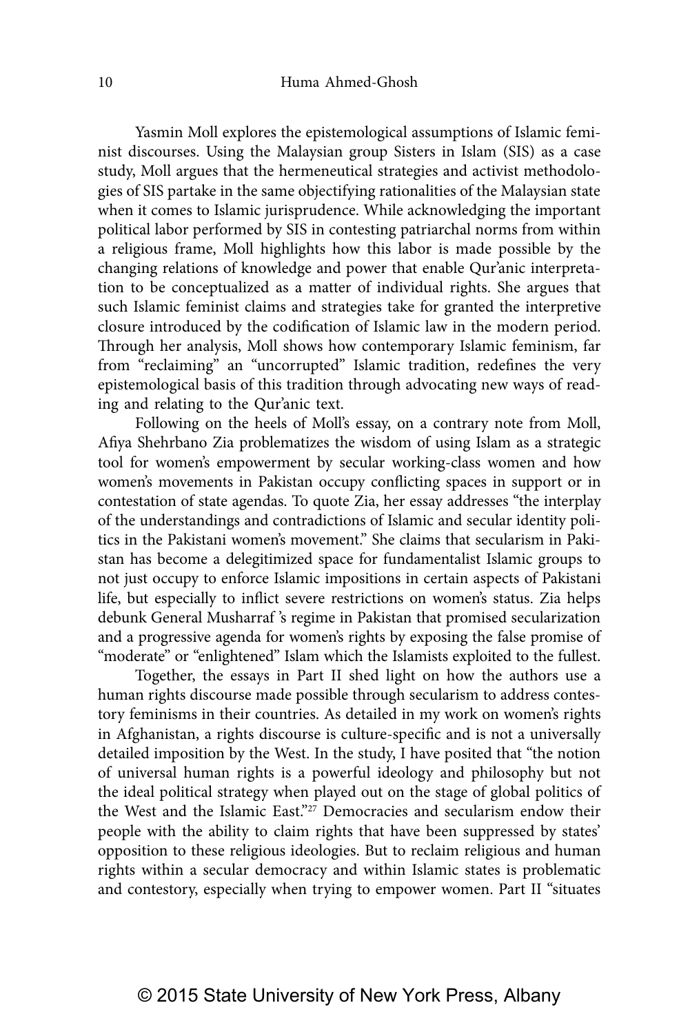Yasmin Moll explores the epistemological assumptions of Islamic feminist discourses. Using the Malaysian group Sisters in Islam (SIS) as a case study, Moll argues that the hermeneutical strategies and activist methodologies of SIS partake in the same objectifying rationalities of the Malaysian state when it comes to Islamic jurisprudence. While acknowledging the important political labor performed by SIS in contesting patriarchal norms from within a religious frame, Moll highlights how this labor is made possible by the changing relations of knowledge and power that enable Qur'anic interpretation to be conceptualized as a matter of individual rights. She argues that such Islamic feminist claims and strategies take for granted the interpretive closure introduced by the codification of Islamic law in the modern period. Through her analysis, Moll shows how contemporary Islamic feminism, far from "reclaiming" an "uncorrupted" Islamic tradition, redefines the very epistemological basis of this tradition through advocating new ways of reading and relating to the Qur'anic text.

Following on the heels of Moll's essay, on a contrary note from Moll, Afiya Shehrbano Zia problematizes the wisdom of using Islam as a strategic tool for women's empowerment by secular working-class women and how women's movements in Pakistan occupy conflicting spaces in support or in contestation of state agendas. To quote Zia, her essay addresses "the interplay of the understandings and contradictions of Islamic and secular identity politics in the Pakistani women's movement." She claims that secularism in Pakistan has become a delegitimized space for fundamentalist Islamic groups to not just occupy to enforce Islamic impositions in certain aspects of Pakistani life, but especially to inflict severe restrictions on women's status. Zia helps debunk General Musharraf 's regime in Pakistan that promised secularization and a progressive agenda for women's rights by exposing the false promise of "moderate" or "enlightened" Islam which the Islamists exploited to the fullest.

Together, the essays in Part II shed light on how the authors use a human rights discourse made possible through secularism to address contestory feminisms in their countries. As detailed in my work on women's rights in Afghanistan, a rights discourse is culture-specific and is not a universally detailed imposition by the West. In the study, I have posited that "the notion of universal human rights is a powerful ideology and philosophy but not the ideal political strategy when played out on the stage of global politics of the West and the Islamic East."[27] Democracies and secularism endow their people with the ability to claim rights that have been suppressed by states' opposition to these religious ideologies. But to reclaim religious and human rights within a secular democracy and within Islamic states is problematic and contestory, especially when trying to empower women. Part II "situates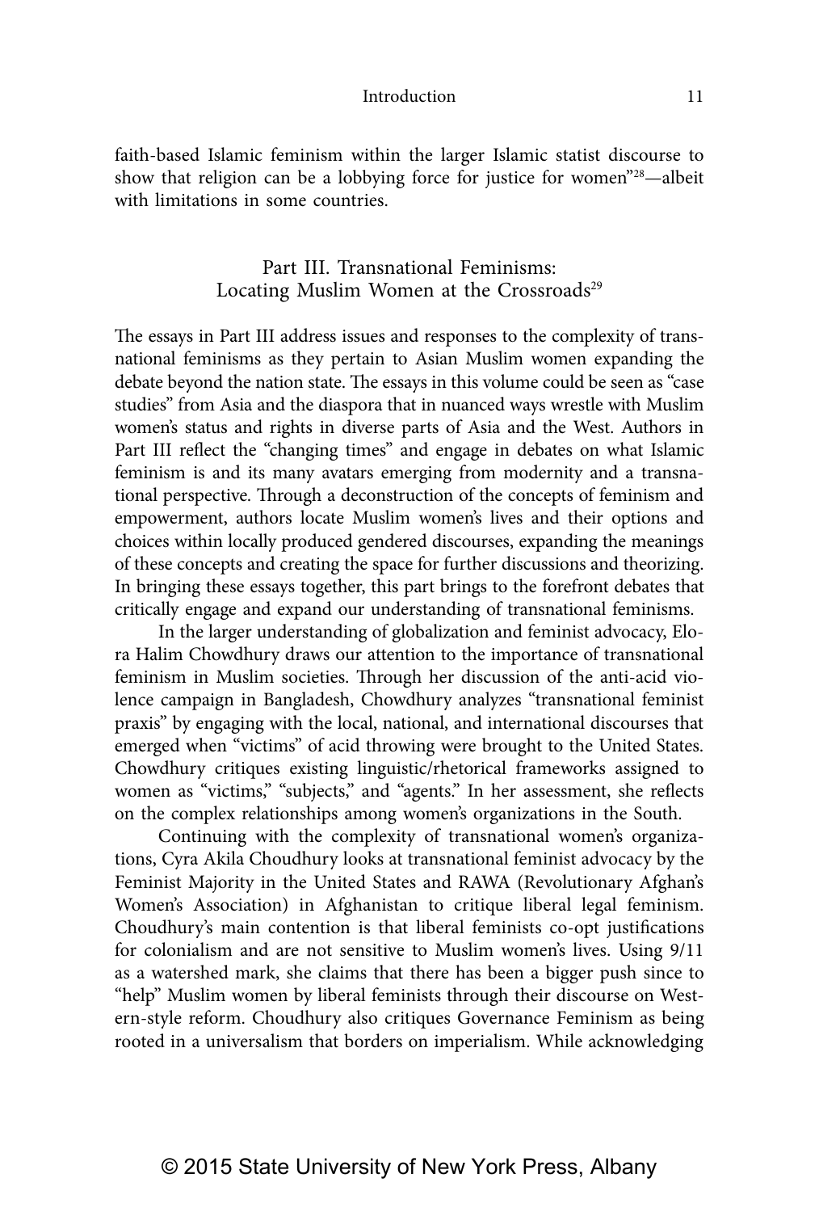faith-based Islamic feminism within the larger Islamic statist discourse to show that religion can be a lobbying force for justice for women"[28]—albeit with limitations in some countries.

## Part III. Transnational Feminisms: Locating Muslim Women at the Crossroads[29]

The essays in Part III address issues and responses to the complexity of transnational feminisms as they pertain to Asian Muslim women expanding the debate beyond the nation state. The essays in this volume could be seen as "case studies" from Asia and the diaspora that in nuanced ways wrestle with Muslim women's status and rights in diverse parts of Asia and the West. Authors in Part III reflect the "changing times" and engage in debates on what Islamic feminism is and its many avatars emerging from modernity and a transnational perspective. Through a deconstruction of the concepts of feminism and empowerment, authors locate Muslim women's lives and their options and choices within locally produced gendered discourses, expanding the meanings of these concepts and creating the space for further discussions and theorizing. In bringing these essays together, this part brings to the forefront debates that critically engage and expand our understanding of transnational feminisms.

In the larger understanding of globalization and feminist advocacy, Elora Halim Chowdhury draws our attention to the importance of transnational feminism in Muslim societies. Through her discussion of the anti-acid violence campaign in Bangladesh, Chowdhury analyzes "transnational feminist praxis" by engaging with the local, national, and international discourses that emerged when "victims" of acid throwing were brought to the United States. Chowdhury critiques existing linguistic/rhetorical frameworks assigned to women as "victims," "subjects," and "agents." In her assessment, she reflects on the complex relationships among women's organizations in the South.

Continuing with the complexity of transnational women's organizations, Cyra Akila Choudhury looks at transnational feminist advocacy by the Feminist Majority in the United States and RAWA (Revolutionary Afghan's Women's Association) in Afghanistan to critique liberal legal feminism. Choudhury's main contention is that liberal feminists co-opt justifications for colonialism and are not sensitive to Muslim women's lives. Using 9/11 as a watershed mark, she claims that there has been a bigger push since to "help" Muslim women by liberal feminists through their discourse on Western-style reform. Choudhury also critiques Governance Feminism as being rooted in a universalism that borders on imperialism. While acknowledging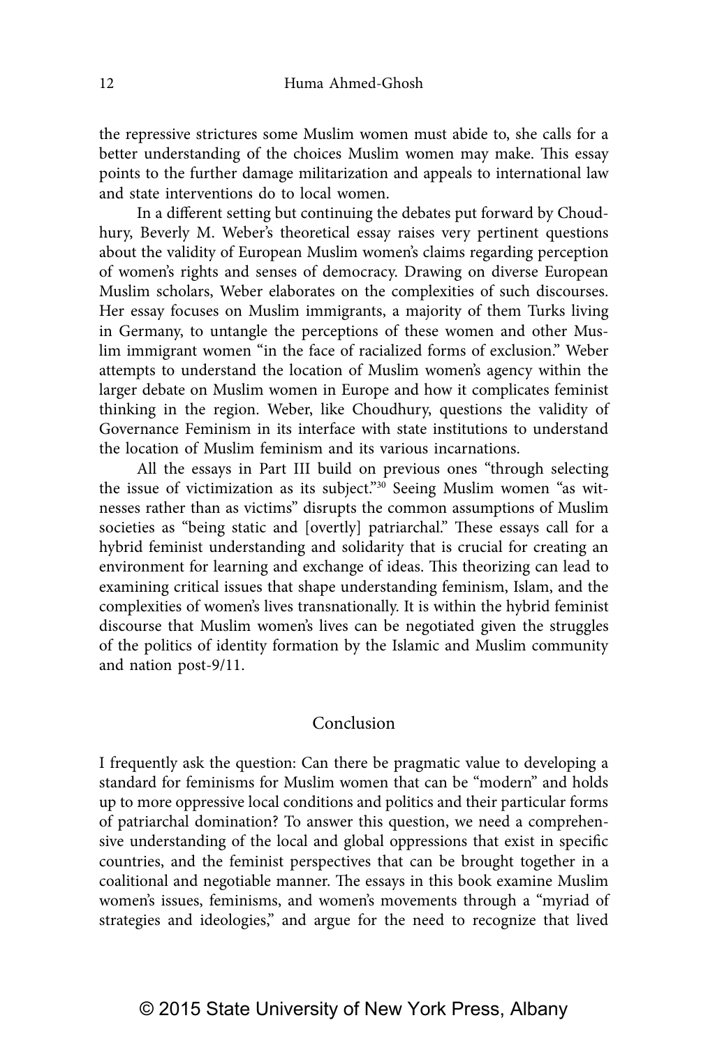the repressive strictures some Muslim women must abide to, she calls for a better understanding of the choices Muslim women may make. This essay points to the further damage militarization and appeals to international law and state interventions do to local women.

In a different setting but continuing the debates put forward by Choudhury, Beverly M. Weber's theoretical essay raises very pertinent questions about the validity of European Muslim women's claims regarding perception of women's rights and senses of democracy. Drawing on diverse European Muslim scholars, Weber elaborates on the complexities of such discourses. Her essay focuses on Muslim immigrants, a majority of them Turks living in Germany, to untangle the perceptions of these women and other Muslim immigrant women "in the face of racialized forms of exclusion." Weber attempts to understand the location of Muslim women's agency within the larger debate on Muslim women in Europe and how it complicates feminist thinking in the region. Weber, like Choudhury, questions the validity of Governance Feminism in its interface with state institutions to understand the location of Muslim feminism and its various incarnations.

All the essays in Part III build on previous ones "through selecting the issue of victimization as its subject."[30] Seeing Muslim women "as witnesses rather than as victims" disrupts the common assumptions of Muslim societies as "being static and [overtly] patriarchal." These essays call for a hybrid feminist understanding and solidarity that is crucial for creating an environment for learning and exchange of ideas. This theorizing can lead to examining critical issues that shape understanding feminism, Islam, and the complexities of women's lives transnationally. It is within the hybrid feminist discourse that Muslim women's lives can be negotiated given the struggles of the politics of identity formation by the Islamic and Muslim community and nation post-9/11.

## Conclusion

I frequently ask the question: Can there be pragmatic value to developing a standard for feminisms for Muslim women that can be "modern" and holds up to more oppressive local conditions and politics and their particular forms of patriarchal domination? To answer this question, we need a comprehensive understanding of the local and global oppressions that exist in specific countries, and the feminist perspectives that can be brought together in a coalitional and negotiable manner. The essays in this book examine Muslim women's issues, feminisms, and women's movements through a "myriad of strategies and ideologies," and argue for the need to recognize that lived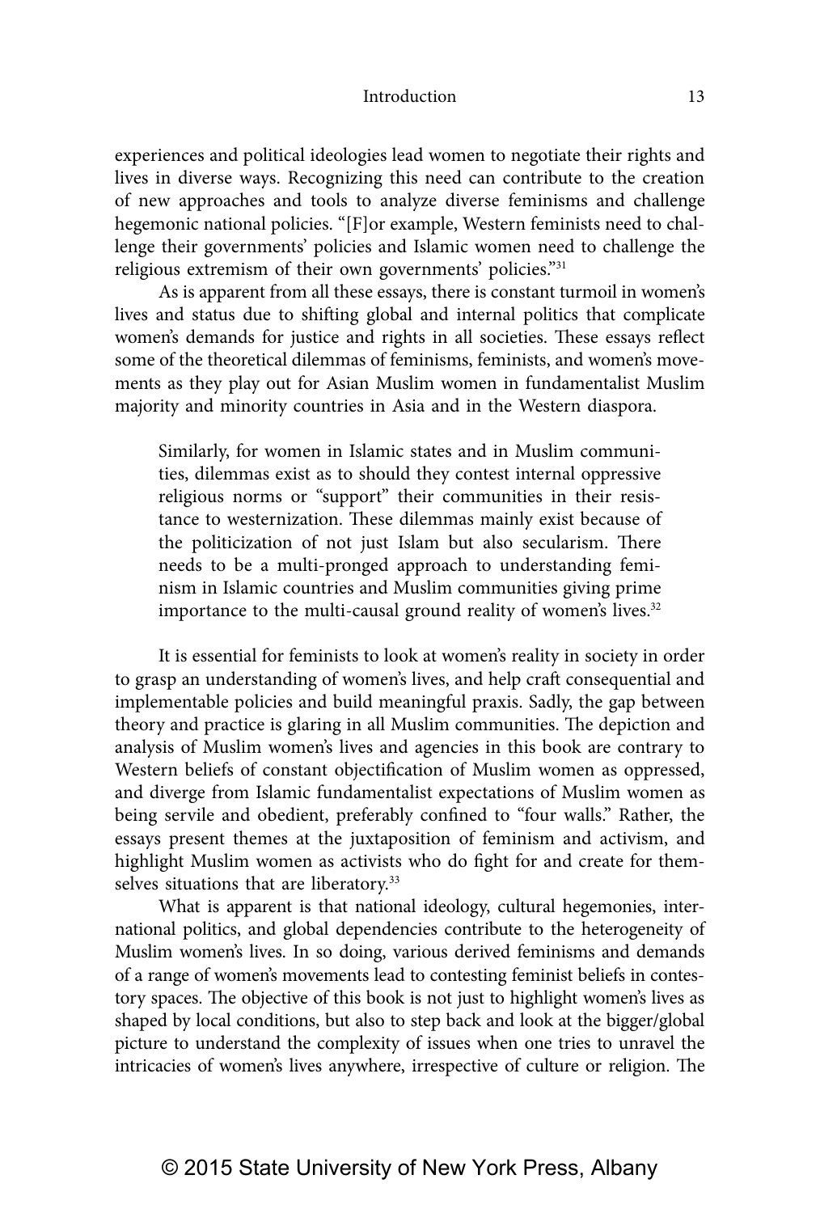experiences and political ideologies lead women to negotiate their rights and lives in diverse ways. Recognizing this need can contribute to the creation of new approaches and tools to analyze diverse feminisms and challenge hegemonic national policies. "[F]or example, Western feminists need to challenge their governments' policies and Islamic women need to challenge the religious extremism of their own governments' policies."[31]

As is apparent from all these essays, there is constant turmoil in women's lives and status due to shifting global and internal politics that complicate women's demands for justice and rights in all societies. These essays reflect some of the theoretical dilemmas of feminisms, feminists, and women's movements as they play out for Asian Muslim women in fundamentalist Muslim majority and minority countries in Asia and in the Western diaspora.

> Similarly, for women in Islamic states and in Muslim communities, dilemmas exist as to should they contest internal oppressive religious norms or "support" their communities in their resistance to westernization. These dilemmas mainly exist because of the politicization of not just Islam but also secularism. There needs to be a multi-pronged approach to understanding feminism in Islamic countries and Muslim communities giving prime importance to the multi-causal ground reality of women's lives.[32]

It is essential for feminists to look at women's reality in society in order to grasp an understanding of women's lives, and help craft consequential and implementable policies and build meaningful praxis. Sadly, the gap between theory and practice is glaring in all Muslim communities. The depiction and analysis of Muslim women's lives and agencies in this book are contrary to Western beliefs of constant objectification of Muslim women as oppressed, and diverge from Islamic fundamentalist expectations of Muslim women as being servile and obedient, preferably confined to "four walls." Rather, the essays present themes at the juxtaposition of feminism and activism, and highlight Muslim women as activists who do fight for and create for themselves situations that are liberatory.[33]

What is apparent is that national ideology, cultural hegemonies, international politics, and global dependencies contribute to the heterogeneity of Muslim women's lives. In so doing, various derived feminisms and demands of a range of women's movements lead to contesting feminist beliefs in contestory spaces. The objective of this book is not just to highlight women's lives as shaped by local conditions, but also to step back and look at the bigger/global picture to understand the complexity of issues when one tries to unravel the intricacies of women's lives anywhere, irrespective of culture or religion. The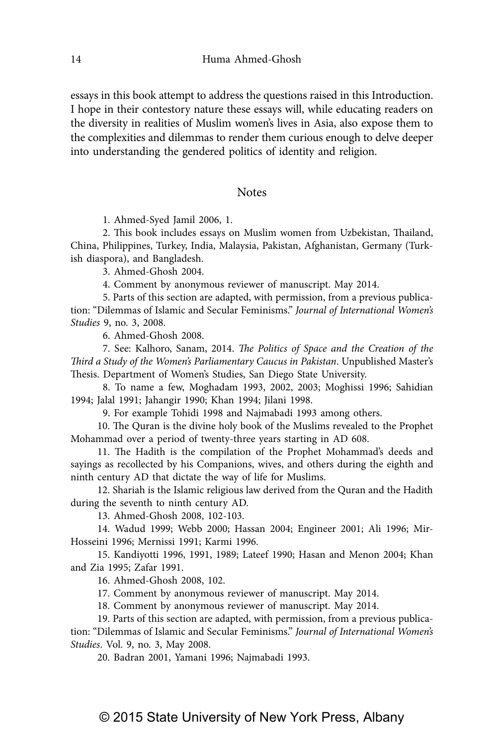essays in this book attempt to address the questions raised in this Introduction. I hope in their contestory nature these essays will, while educating readers on the diversity in realities of Muslim women's lives in Asia, also expose them to the complexities and dilemmas to render them curious enough to delve deeper into understanding the gendered politics of identity and religion.

## Notes

1. Ahmed-Syed Jamil 2006, 1.

2. This book includes essays on Muslim women from Uzbekistan, Thailand, China, Philippines, Turkey, India, Malaysia, Pakistan, Afghanistan, Germany (Turkish diaspora), and Bangladesh.

3. Ahmed-Ghosh 2004.

4. Comment by anonymous reviewer of manuscript. May 2014.

5. Parts of this section are adapted, with permission, from a previous publication: "Dilemmas of Islamic and Secular Feminisms." *Journal of International Women's Studies* 9, no. 3, 2008.

6. Ahmed-Ghosh 2008.

7. See: Kalhoro, Sanam, 2014. *The Politics of Space and the Creation of the Third a Study of the Women's Parliamentary Caucus in Pakistan*. Unpublished Master's Thesis. Department of Women's Studies, San Diego State University.

8. To name a few, Moghadam 1993, 2002, 2003; Moghissi 1996; Sahidian 1994; Jalal 1991; Jahangir 1990; Khan 1994; Jilani 1998.

9. For example Tohidi 1998 and Najmabadi 1993 among others.

10. The Quran is the divine holy book of the Muslims revealed to the Prophet Mohammad over a period of twenty-three years starting in AD 608.

11. The Hadith is the compilation of the Prophet Mohammad's deeds and sayings as recollected by his Companions, wives, and others during the eighth and ninth century AD that dictate the way of life for Muslims.

12. Shariah is the Islamic religious law derived from the Quran and the Hadith during the seventh to ninth century AD.

13. Ahmed-Ghosh 2008, 102-103.

14. Wadud 1999; Webb 2000; Hassan 2004; Engineer 2001; Ali 1996; Mir-Hosseini 1996; Mernissi 1991; Karmi 1996.

15. Kandiyotti 1996, 1991, 1989; Lateef 1990; Hasan and Menon 2004; Khan and Zia 1995; Zafar 1991.

16. Ahmed-Ghosh 2008, 102.

17. Comment by anonymous reviewer of manuscript. May 2014.

18. Comment by anonymous reviewer of manuscript. May 2014.

19. Parts of this section are adapted, with permission, from a previous publication: "Dilemmas of Islamic and Secular Feminisms." *Journal of International Women's Studies*. Vol. 9, no. 3, May 2008.

20. Badran 2001, Yamani 1996; Najmabadi 1993.

© 2015 State University of New York Press, Albany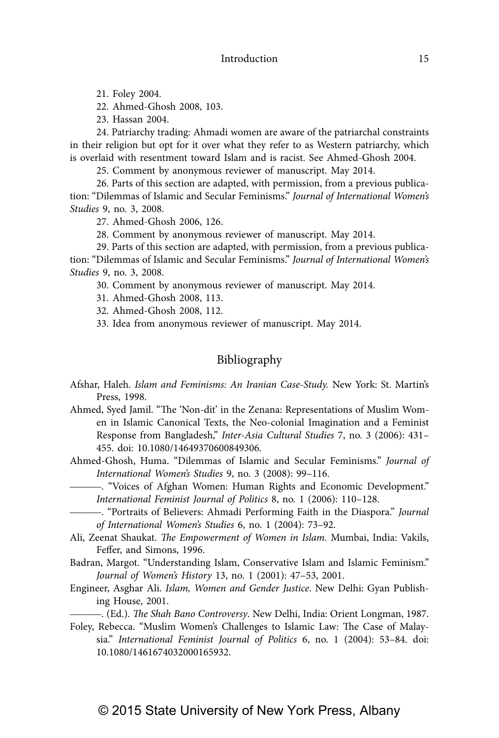21. Foley 2004.

22. Ahmed-Ghosh 2008, 103.

23. Hassan 2004.

24. Patriarchy trading: Ahmadi women are aware of the patriarchal constraints in their religion but opt for it over what they refer to as Western patriarchy, which is overlaid with resentment toward Islam and is racist. See Ahmed-Ghosh 2004.

25. Comment by anonymous reviewer of manuscript. May 2014.

26. Parts of this section are adapted, with permission, from a previous publication: "Dilemmas of Islamic and Secular Feminisms." *Journal of International Women's Studies* 9, no. 3, 2008.

27. Ahmed-Ghosh 2006, 126.

28. Comment by anonymous reviewer of manuscript. May 2014.

29. Parts of this section are adapted, with permission, from a previous publication: "Dilemmas of Islamic and Secular Feminisms." *Journal of International Women's Studies* 9, no. 3, 2008.

30. Comment by anonymous reviewer of manuscript. May 2014.

31. Ahmed-Ghosh 2008, 113.

32. Ahmed-Ghosh 2008, 112.

33. Idea from anonymous reviewer of manuscript. May 2014.

## Bibliography

Afshar, Haleh. *Islam and Feminisms: An Iranian Case-Study.* New York: St. Martin's Press, 1998.

Ahmed, Syed Jamil. "The 'Non-dit' in the Zenana: Representations of Muslim Women in Islamic Canonical Texts, the Neo-colonial Imagination and a Feminist Response from Bangladesh," *Inter-Asia Cultural Studies* 7, no. 3 (2006): 431–455. doi: 10.1080/14649370600849306.

Ahmed-Ghosh, Huma. "Dilemmas of Islamic and Secular Feminisms." *Journal of International Women's Studies* 9, no. 3 (2008): 99–116.

———. "Voices of Afghan Women: Human Rights and Economic Development." *International Feminist Journal of Politics* 8, no. 1 (2006): 110–128.

———. "Portraits of Believers: Ahmadi Performing Faith in the Diaspora." *Journal of International Women's Studies* 6, no. 1 (2004): 73–92.

Ali, Zeenat Shaukat. *The Empowerment of Women in Islam.* Mumbai, India: Vakils, Feffer, and Simons, 1996.

Badran, Margot. "Understanding Islam, Conservative Islam and Islamic Feminism." *Journal of Women's History* 13, no. 1 (2001): 47–53, 2001.

Engineer, Asghar Ali. *Islam, Women and Gender Justice*. New Delhi: Gyan Publishing House, 2001.

———. (Ed.). *The Shah Bano Controversy*. New Delhi, India: Orient Longman, 1987.

Foley, Rebecca. "Muslim Women's Challenges to Islamic Law: The Case of Malaysia." *International Feminist Journal of Politics* 6, no. 1 (2004): 53–84. doi: 10.1080/1461674032000165932.

© 2015 State University of New York Press, Albany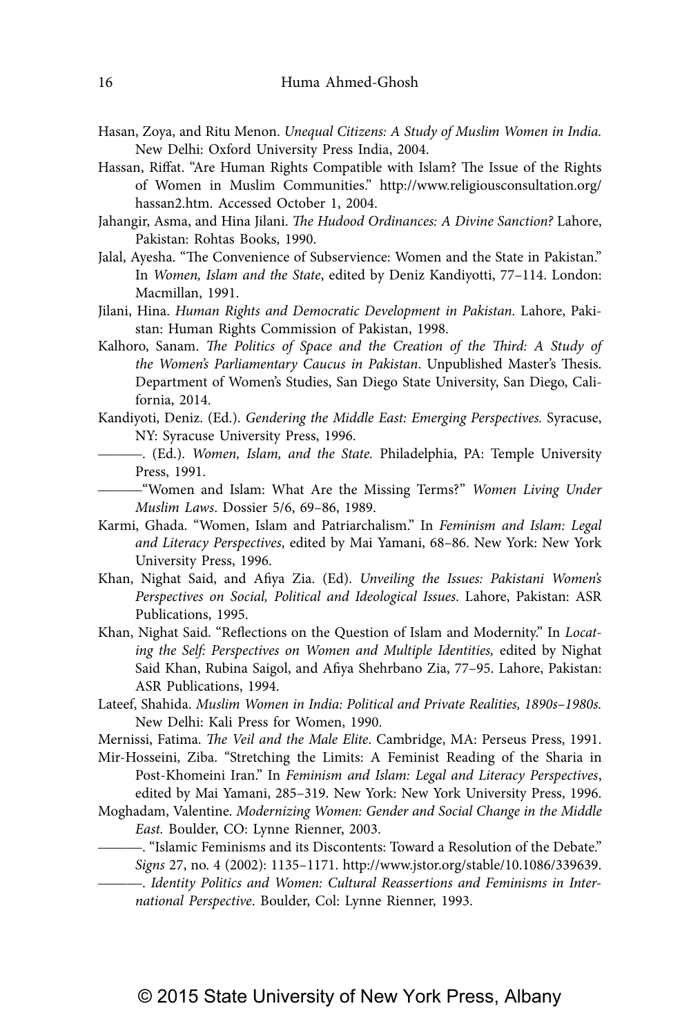Hasan, Zoya, and Ritu Menon. *Unequal Citizens: A Study of Muslim Women in India*. New Delhi: Oxford University Press India, 2004.

Hassan, Riffat. "Are Human Rights Compatible with Islam? The Issue of the Rights of Women in Muslim Communities." http://www.religiousconsultation.org/hassan2.htm. Accessed October 1, 2004.

Jahangir, Asma, and Hina Jilani. *The Hudood Ordinances: A Divine Sanction?* Lahore, Pakistan: Rohtas Books, 1990.

Jalal, Ayesha. "The Convenience of Subservience: Women and the State in Pakistan." In *Women, Islam and the State*, edited by Deniz Kandiyotti, 77–114. London: Macmillan, 1991.

Jilani, Hina. *Human Rights and Democratic Development in Pakistan*. Lahore, Pakistan: Human Rights Commission of Pakistan, 1998.

Kalhoro, Sanam. *The Politics of Space and the Creation of the Third: A Study of the Women's Parliamentary Caucus in Pakistan*. Unpublished Master's Thesis. Department of Women's Studies, San Diego State University, San Diego, California, 2014.

Kandiyoti, Deniz. (Ed.). *Gendering the Middle East: Emerging Perspectives.* Syracuse, NY: Syracuse University Press, 1996.

———. (Ed.). *Women, Islam, and the State.* Philadelphia, PA: Temple University Press, 1991.

———"Women and Islam: What Are the Missing Terms?" *Women Living Under Muslim Laws*. Dossier 5/6, 69–86, 1989.

Karmi, Ghada. "Women, Islam and Patriarchalism." In *Feminism and Islam: Legal and Literacy Perspectives*, edited by Mai Yamani, 68–86. New York: New York University Press, 1996.

Khan, Nighat Said, and Afiya Zia. (Ed). *Unveiling the Issues: Pakistani Women's Perspectives on Social, Political and Ideological Issues*. Lahore, Pakistan: ASR Publications, 1995.

Khan, Nighat Said. "Reflections on the Question of Islam and Modernity." In *Locating the Self: Perspectives on Women and Multiple Identities,* edited by Nighat Said Khan, Rubina Saigol, and Afiya Shehrbano Zia, 77–95. Lahore, Pakistan: ASR Publications, 1994.

Lateef, Shahida. *Muslim Women in India: Political and Private Realities, 1890s–1980s.* New Delhi: Kali Press for Women, 1990.

Mernissi, Fatima. *The Veil and the Male Elite*. Cambridge, MA: Perseus Press, 1991.

Mir-Hosseini, Ziba. "Stretching the Limits: A Feminist Reading of the Sharia in Post-Khomeini Iran." In *Feminism and Islam: Legal and Literacy Perspectives*, edited by Mai Yamani, 285–319. New York: New York University Press, 1996.

Moghadam, Valentine. *Modernizing Women: Gender and Social Change in the Middle East.* Boulder, CO: Lynne Rienner, 2003.

———. "Islamic Feminisms and its Discontents: Toward a Resolution of the Debate." *Signs* 27, no. 4 (2002): 1135–1171. http://www.jstor.org/stable/10.1086/339639.

———. *Identity Politics and Women: Cultural Reassertions and Feminisms in International Perspective*. Boulder, Col: Lynne Rienner, 1993.

© 2015 State University of New York Press, Albany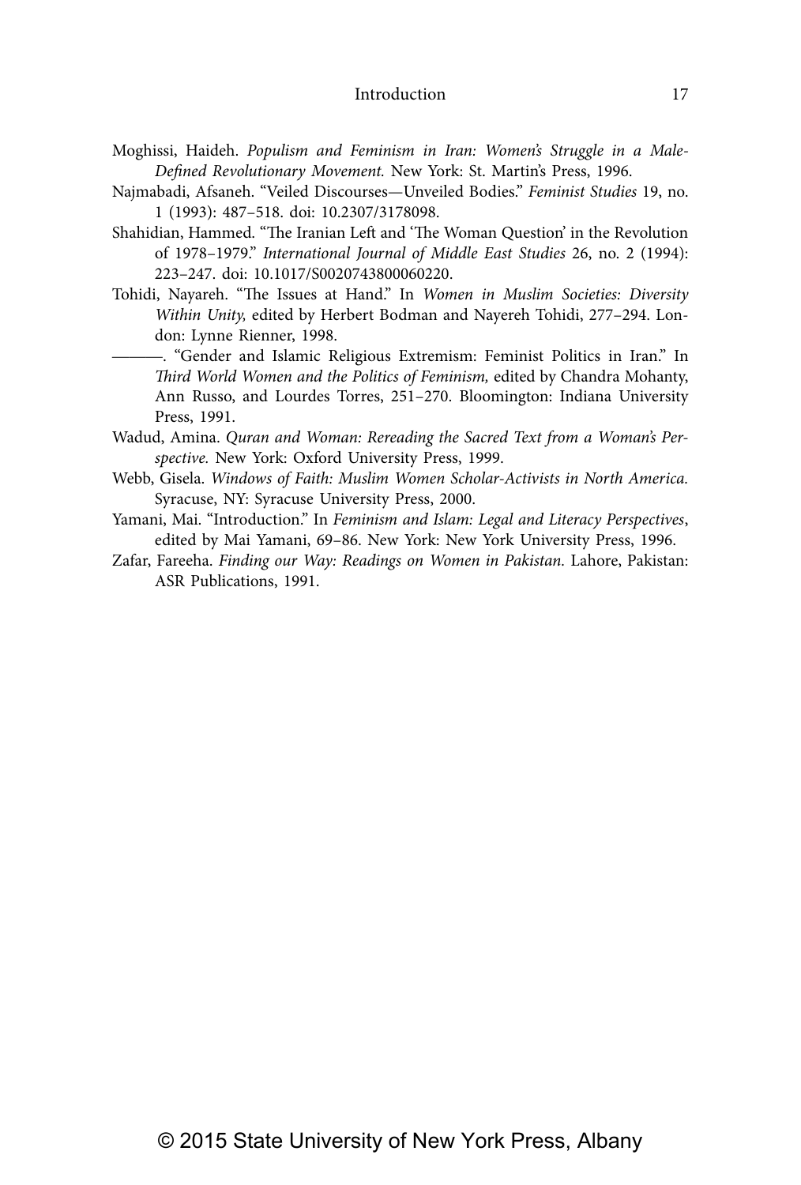Moghissi, Haideh. *Populism and Feminism in Iran: Women's Struggle in a Male-Defined Revolutionary Movement.* New York: St. Martin's Press, 1996.

Najmabadi, Afsaneh. "Veiled Discourses—Unveiled Bodies." *Feminist Studies* 19, no. 1 (1993): 487–518. doi: 10.2307/3178098.

Shahidian, Hammed. "The Iranian Left and 'The Woman Question' in the Revolution of 1978–1979." *International Journal of Middle East Studies* 26, no. 2 (1994): 223–247. doi: 10.1017/S0020743800060220.

Tohidi, Nayareh. "The Issues at Hand." In *Women in Muslim Societies: Diversity Within Unity,* edited by Herbert Bodman and Nayereh Tohidi, 277–294. London: Lynne Rienner, 1998.

———. "Gender and Islamic Religious Extremism: Feminist Politics in Iran." In *Third World Women and the Politics of Feminism,* edited by Chandra Mohanty, Ann Russo, and Lourdes Torres, 251–270. Bloomington: Indiana University Press, 1991.

Wadud, Amina. *Quran and Woman: Rereading the Sacred Text from a Woman's Perspective.* New York: Oxford University Press, 1999.

Webb, Gisela. *Windows of Faith: Muslim Women Scholar-Activists in North America.* Syracuse, NY: Syracuse University Press, 2000.

Yamani, Mai. "Introduction." In *Feminism and Islam: Legal and Literacy Perspectives*, edited by Mai Yamani, 69–86. New York: New York University Press, 1996.

Zafar, Fareeha. *Finding our Way: Readings on Women in Pakistan.* Lahore, Pakistan: ASR Publications, 1991.

© 2015 State University of New York Press, Albany